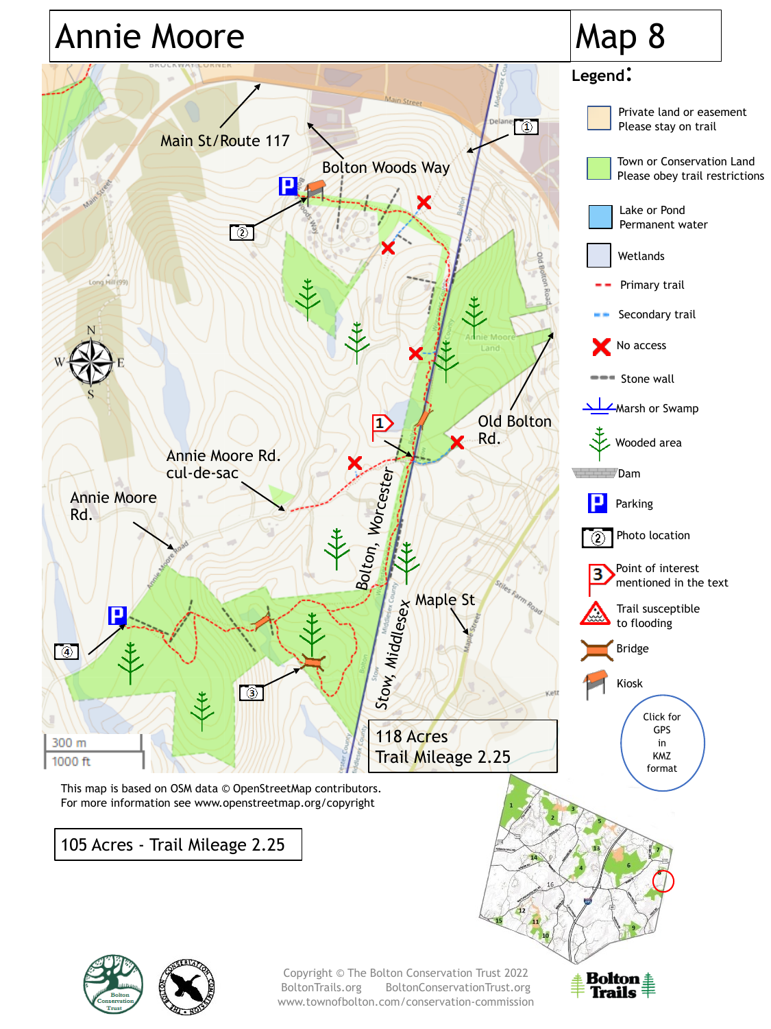# Annie Moore

# Map 8

**Legend:**

- Private land or easement — Please stay on trail
- Town or Conservation Land — Please obey trail restrictions
- Lake or Pond — Permanent water
- Wetlands
- Primary trail
- Secondary trail
- No access
- Stone wall
- Marsh or Swamp
- Wooded area
- Dam
- Parking
- Photo location
- Point of interest mentioned in the text
- Trail susceptible to flooding
- Bridge
- Kiosk

Click for GPS in KMZ format

Main St/Route 117

Bolton Woods Way

Old Bolton Rd.

Annie Moore Rd. cul-de-sac

Annie Moore Rd.

Bolton, Worcester

Stow, Middlesex

Maple St

300 m
1000 ft

118 Acres
Trail Mileage 2.25

This map is based on OSM data © OpenStreetMap contributors.
For more information see www.openstreetmap.org/copyright

105 Acres - Trail Mileage 2.25

Copyright © The Bolton Conservation Trust 2022
BoltonTrails.org BoltonConservationTrust.org
www.townofbolton.com/conservation-commission

Bolton Trails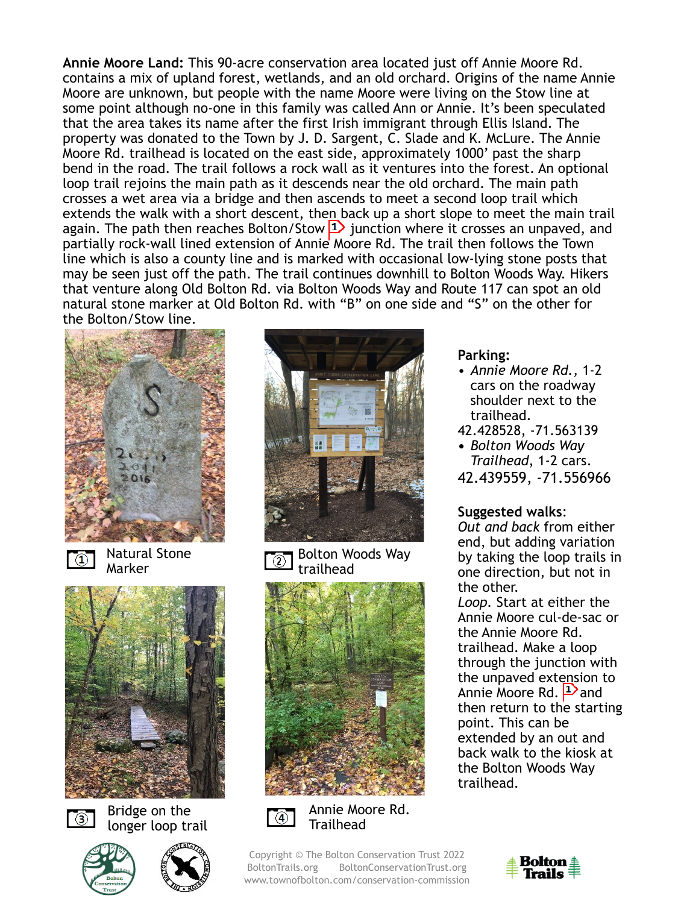**Annie Moore Land:** This 90-acre conservation area located just off Annie Moore Rd. contains a mix of upland forest, wetlands, and an old orchard. Origins of the name Annie Moore are unknown, but people with the name Moore were living on the Stow line at some point although no-one in this family was called Ann or Annie. It's been speculated that the area takes its name after the first Irish immigrant through Ellis Island. The property was donated to the Town by J. D. Sargent, C. Slade and K. McLure. The Annie Moore Rd. trailhead is located on the east side, approximately 1000' past the sharp bend in the road. The trail follows a rock wall as it ventures into the forest. An optional loop trail rejoins the main path as it descends near the old orchard. The main path crosses a wet area via a bridge and then ascends to meet a second loop trail which extends the walk with a short descent, then back up a short slope to meet the main trail again. The path then reaches Bolton/Stow 1 junction where it crosses an unpaved, and partially rock-wall lined extension of Annie Moore Rd. The trail then follows the Town line which is also a county line and is marked with occasional low-lying stone posts that may be seen just off the path. The trail continues downhill to Bolton Woods Way. Hikers that venture along Old Bolton Rd. via Bolton Woods Way and Route 117 can spot an old natural stone marker at Old Bolton Rd. with "B" on one side and "S" on the other for the Bolton/Stow line.

① Natural Stone Marker

② Bolton Woods Way trailhead

③ Bridge on the longer loop trail

④ Annie Moore Rd. Trailhead

**Parking:**

- *Annie Moore Rd.*, 1-2 cars on the roadway shoulder next to the trailhead.

42.428528, -71.563139

- *Bolton Woods Way Trailhead*, 1-2 cars.

42.439559, -71.556966

**Suggested walks**:

*Out and back* from either end, but adding variation by taking the loop trails in one direction, but not in the other.

*Loop*. Start at either the Annie Moore cul-de-sac or the Annie Moore Rd. trailhead. Make a loop through the junction with the unpaved extension to Annie Moore Rd. 1 and then return to the starting point. This can be extended by an out and back walk to the kiosk at the Bolton Woods Way trailhead.

Copyright © The Bolton Conservation Trust 2022
BoltonTrails.org BoltonConservationTrust.org
www.townofbolton.com/conservation-commission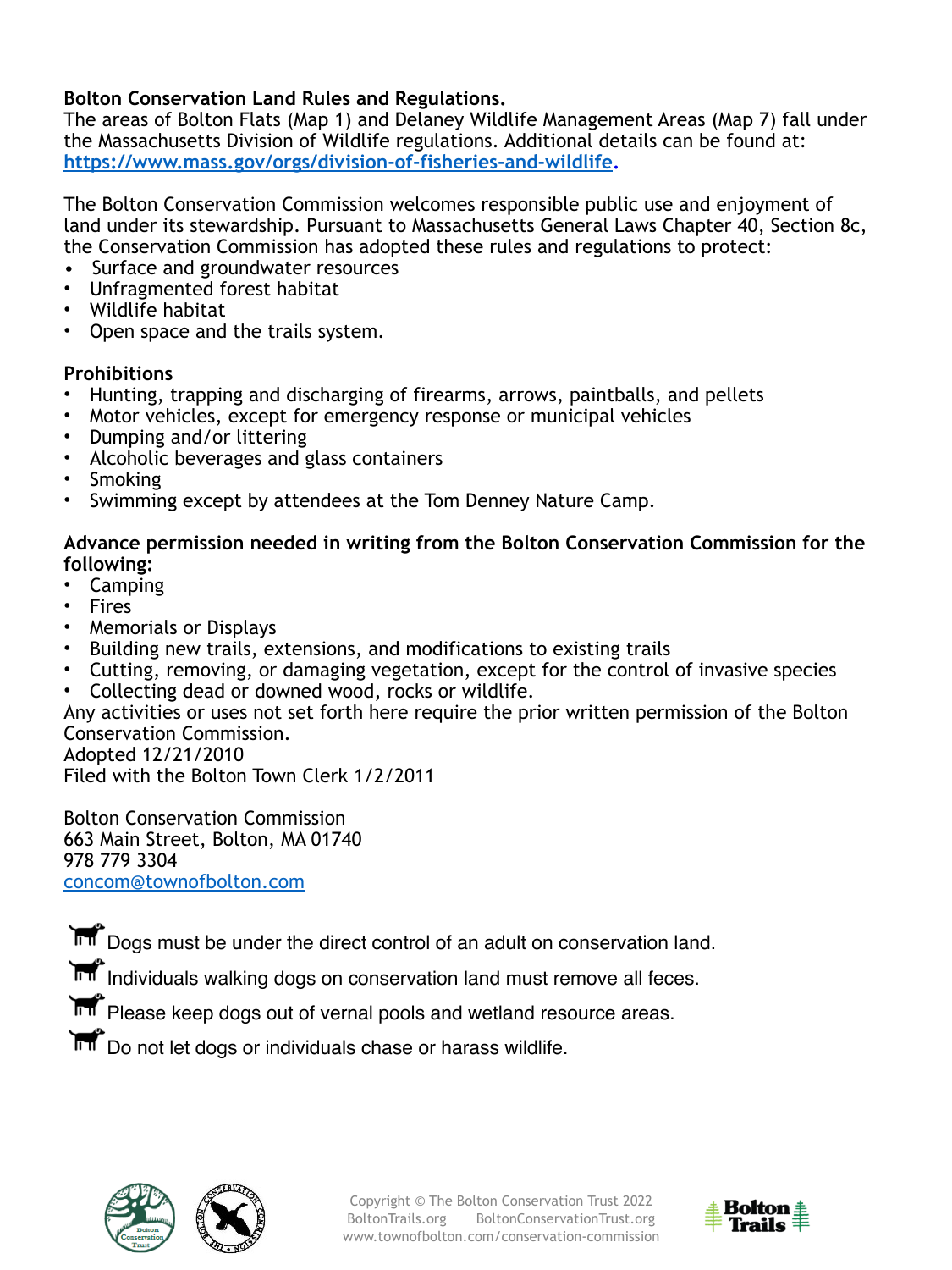**Bolton Conservation Land Rules and Regulations.**

The areas of Bolton Flats (Map 1) and Delaney Wildlife Management Areas (Map 7) fall under the Massachusetts Division of Wildlife regulations. Additional details can be found at: [https://www.mass.gov/orgs/division-of-fisheries-and-wildlife](https://www.mass.gov/orgs/division-of-fisheries-and-wildlife).

The Bolton Conservation Commission welcomes responsible public use and enjoyment of land under its stewardship. Pursuant to Massachusetts General Laws Chapter 40, Section 8c, the Conservation Commission has adopted these rules and regulations to protect:

- Surface and groundwater resources
- Unfragmented forest habitat
- Wildlife habitat
- Open space and the trails system.

**Prohibitions**

- Hunting, trapping and discharging of firearms, arrows, paintballs, and pellets
- Motor vehicles, except for emergency response or municipal vehicles
- Dumping and/or littering
- Alcoholic beverages and glass containers
- Smoking
- Swimming except by attendees at the Tom Denney Nature Camp.

**Advance permission needed in writing from the Bolton Conservation Commission for the following:**

- Camping
- Fires
- Memorials or Displays
- Building new trails, extensions, and modifications to existing trails
- Cutting, removing, or damaging vegetation, except for the control of invasive species
- Collecting dead or downed wood, rocks or wildlife.

Any activities or uses not set forth here require the prior written permission of the Bolton Conservation Commission.
Adopted 12/21/2010
Filed with the Bolton Town Clerk 1/2/2011

Bolton Conservation Commission
663 Main Street, Bolton, MA 01740
978 779 3304
[concom@townofbolton.com](mailto:concom@townofbolton.com)

Dogs must be under the direct control of an adult on conservation land.

Individuals walking dogs on conservation land must remove all feces.

Please keep dogs out of vernal pools and wetland resource areas.

Do not let dogs or individuals chase or harass wildlife.

Copyright © The Bolton Conservation Trust 2022
BoltonTrails.org BoltonConservationTrust.org
www.townofbolton.com/conservation-commission